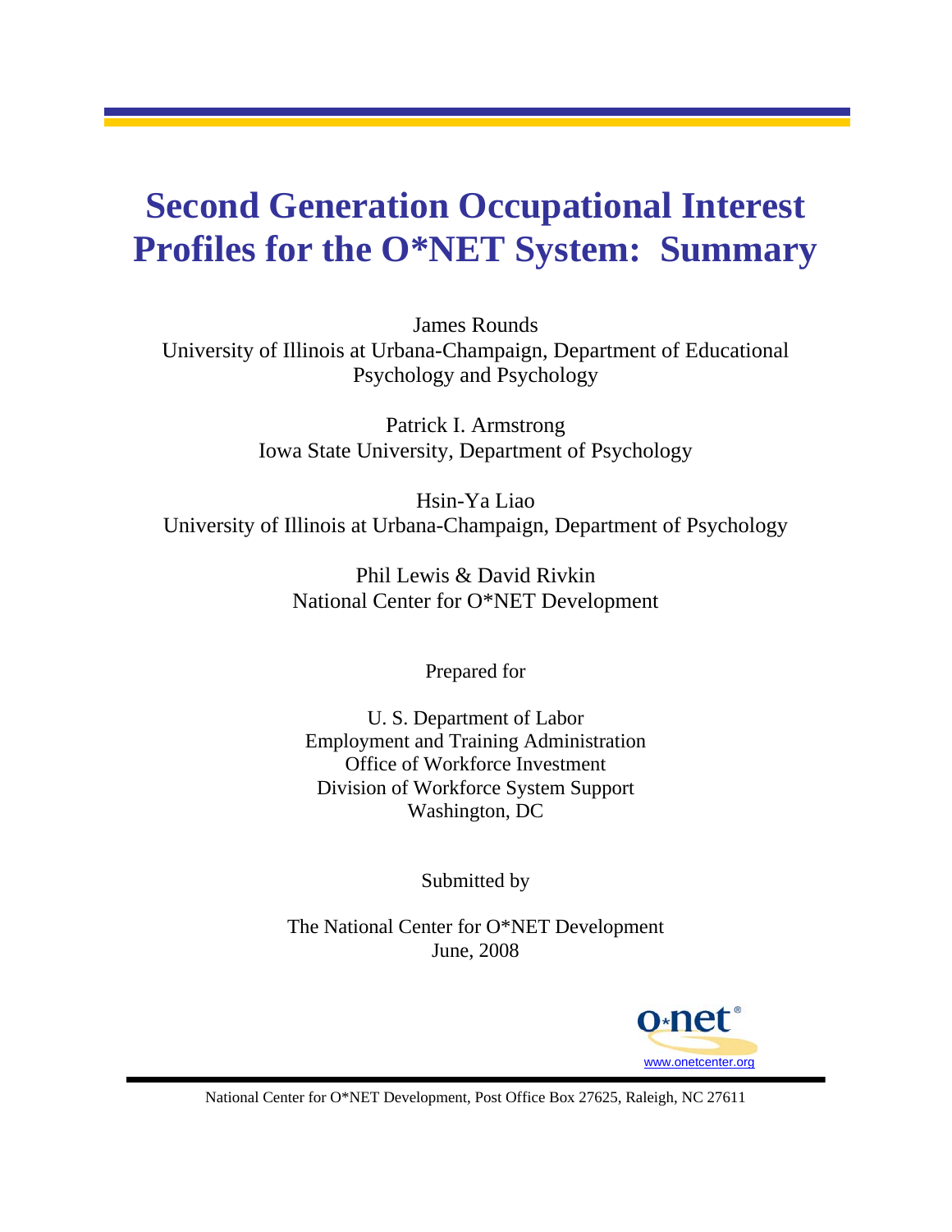# Second Generation Occupational Interest Profiles for the O*NET System: Summary

James Rounds
University of Illinois at Urbana-Champaign, Department of Educational Psychology and Psychology

Patrick I. Armstrong
Iowa State University, Department of Psychology

Hsin-Ya Liao
University of Illinois at Urbana-Champaign, Department of Psychology

Phil Lewis & David Rivkin
National Center for O*NET Development

Prepared for

U. S. Department of Labor
Employment and Training Administration
Office of Workforce Investment
Division of Workforce System Support
Washington, DC

Submitted by

The National Center for O*NET Development
June, 2008

www.onetcenter.org

National Center for O*NET Development, Post Office Box 27625, Raleigh, NC 27611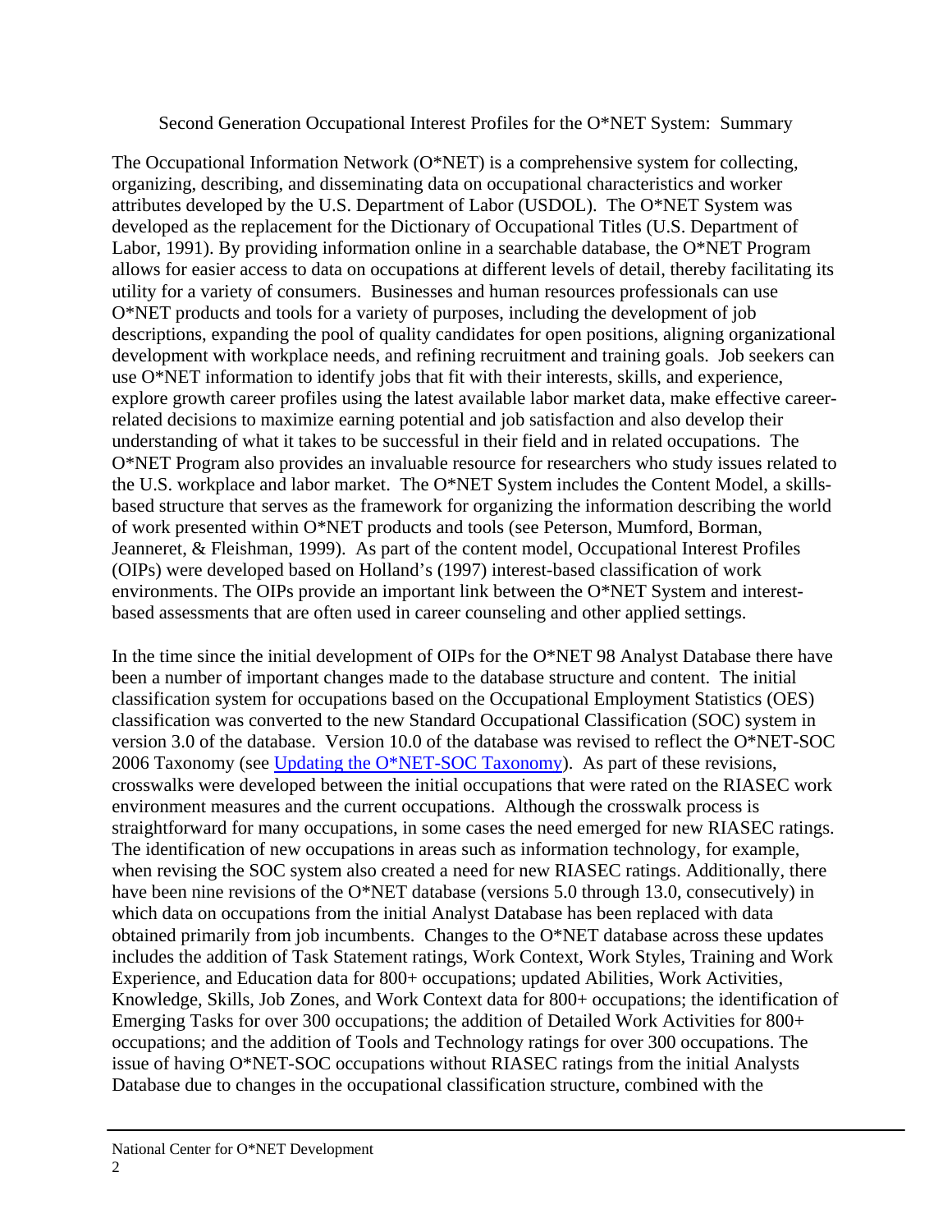Second Generation Occupational Interest Profiles for the O*NET System: Summary

The Occupational Information Network (O*NET) is a comprehensive system for collecting, organizing, describing, and disseminating data on occupational characteristics and worker attributes developed by the U.S. Department of Labor (USDOL). The O*NET System was developed as the replacement for the Dictionary of Occupational Titles (U.S. Department of Labor, 1991). By providing information online in a searchable database, the O*NET Program allows for easier access to data on occupations at different levels of detail, thereby facilitating its utility for a variety of consumers. Businesses and human resources professionals can use O*NET products and tools for a variety of purposes, including the development of job descriptions, expanding the pool of quality candidates for open positions, aligning organizational development with workplace needs, and refining recruitment and training goals. Job seekers can use O*NET information to identify jobs that fit with their interests, skills, and experience, explore growth career profiles using the latest available labor market data, make effective career-related decisions to maximize earning potential and job satisfaction and also develop their understanding of what it takes to be successful in their field and in related occupations. The O*NET Program also provides an invaluable resource for researchers who study issues related to the U.S. workplace and labor market. The O*NET System includes the Content Model, a skills-based structure that serves as the framework for organizing the information describing the world of work presented within O*NET products and tools (see Peterson, Mumford, Borman, Jeanneret, & Fleishman, 1999). As part of the content model, Occupational Interest Profiles (OIPs) were developed based on Holland's (1997) interest-based classification of work environments. The OIPs provide an important link between the O*NET System and interest-based assessments that are often used in career counseling and other applied settings.

In the time since the initial development of OIPs for the O*NET 98 Analyst Database there have been a number of important changes made to the database structure and content. The initial classification system for occupations based on the Occupational Employment Statistics (OES) classification was converted to the new Standard Occupational Classification (SOC) system in version 3.0 of the database. Version 10.0 of the database was revised to reflect the O*NET-SOC 2006 Taxonomy (see Updating the O*NET-SOC Taxonomy). As part of these revisions, crosswalks were developed between the initial occupations that were rated on the RIASEC work environment measures and the current occupations. Although the crosswalk process is straightforward for many occupations, in some cases the need emerged for new RIASEC ratings. The identification of new occupations in areas such as information technology, for example, when revising the SOC system also created a need for new RIASEC ratings. Additionally, there have been nine revisions of the O*NET database (versions 5.0 through 13.0, consecutively) in which data on occupations from the initial Analyst Database has been replaced with data obtained primarily from job incumbents. Changes to the O*NET database across these updates includes the addition of Task Statement ratings, Work Context, Work Styles, Training and Work Experience, and Education data for 800+ occupations; updated Abilities, Work Activities, Knowledge, Skills, Job Zones, and Work Context data for 800+ occupations; the identification of Emerging Tasks for over 300 occupations; the addition of Detailed Work Activities for 800+ occupations; and the addition of Tools and Technology ratings for over 300 occupations. The issue of having O*NET-SOC occupations without RIASEC ratings from the initial Analysts Database due to changes in the occupational classification structure, combined with the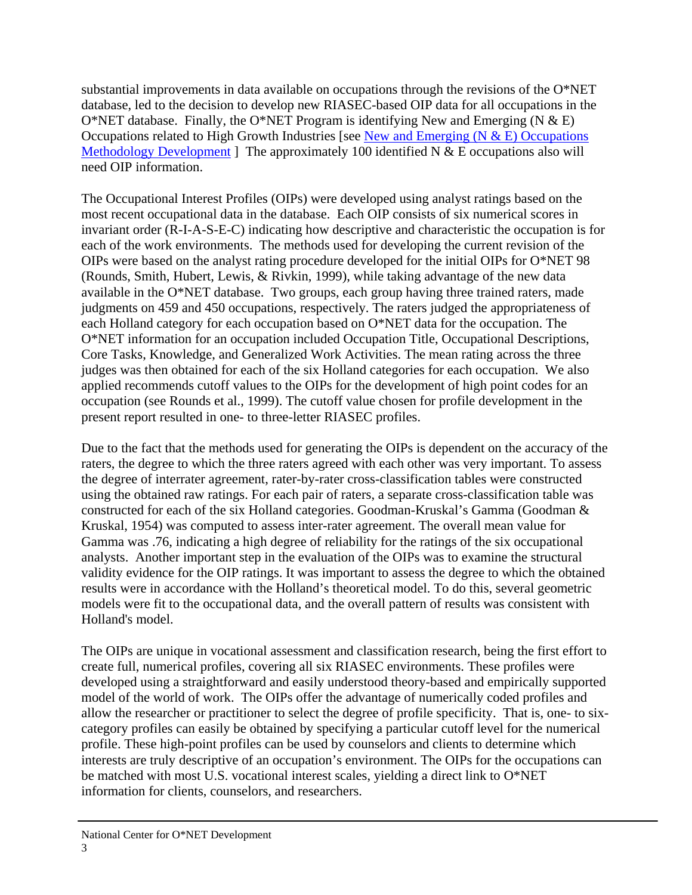substantial improvements in data available on occupations through the revisions of the O*NET database, led to the decision to develop new RIASEC-based OIP data for all occupations in the O*NET database. Finally, the O*NET Program is identifying New and Emerging (N & E) Occupations related to High Growth Industries [see New and Emerging (N & E) Occupations Methodology Development ] The approximately 100 identified N & E occupations also will need OIP information.

The Occupational Interest Profiles (OIPs) were developed using analyst ratings based on the most recent occupational data in the database. Each OIP consists of six numerical scores in invariant order (R-I-A-S-E-C) indicating how descriptive and characteristic the occupation is for each of the work environments. The methods used for developing the current revision of the OIPs were based on the analyst rating procedure developed for the initial OIPs for O*NET 98 (Rounds, Smith, Hubert, Lewis, & Rivkin, 1999), while taking advantage of the new data available in the O*NET database. Two groups, each group having three trained raters, made judgments on 459 and 450 occupations, respectively. The raters judged the appropriateness of each Holland category for each occupation based on O*NET data for the occupation. The O*NET information for an occupation included Occupation Title, Occupational Descriptions, Core Tasks, Knowledge, and Generalized Work Activities. The mean rating across the three judges was then obtained for each of the six Holland categories for each occupation. We also applied recommends cutoff values to the OIPs for the development of high point codes for an occupation (see Rounds et al., 1999). The cutoff value chosen for profile development in the present report resulted in one- to three-letter RIASEC profiles.

Due to the fact that the methods used for generating the OIPs is dependent on the accuracy of the raters, the degree to which the three raters agreed with each other was very important. To assess the degree of interrater agreement, rater-by-rater cross-classification tables were constructed using the obtained raw ratings. For each pair of raters, a separate cross-classification table was constructed for each of the six Holland categories. Goodman-Kruskal's Gamma (Goodman & Kruskal, 1954) was computed to assess inter-rater agreement. The overall mean value for Gamma was .76, indicating a high degree of reliability for the ratings of the six occupational analysts. Another important step in the evaluation of the OIPs was to examine the structural validity evidence for the OIP ratings. It was important to assess the degree to which the obtained results were in accordance with the Holland's theoretical model. To do this, several geometric models were fit to the occupational data, and the overall pattern of results was consistent with Holland's model.

The OIPs are unique in vocational assessment and classification research, being the first effort to create full, numerical profiles, covering all six RIASEC environments. These profiles were developed using a straightforward and easily understood theory-based and empirically supported model of the world of work. The OIPs offer the advantage of numerically coded profiles and allow the researcher or practitioner to select the degree of profile specificity. That is, one- to six-category profiles can easily be obtained by specifying a particular cutoff level for the numerical profile. These high-point profiles can be used by counselors and clients to determine which interests are truly descriptive of an occupation's environment. The OIPs for the occupations can be matched with most U.S. vocational interest scales, yielding a direct link to O*NET information for clients, counselors, and researchers.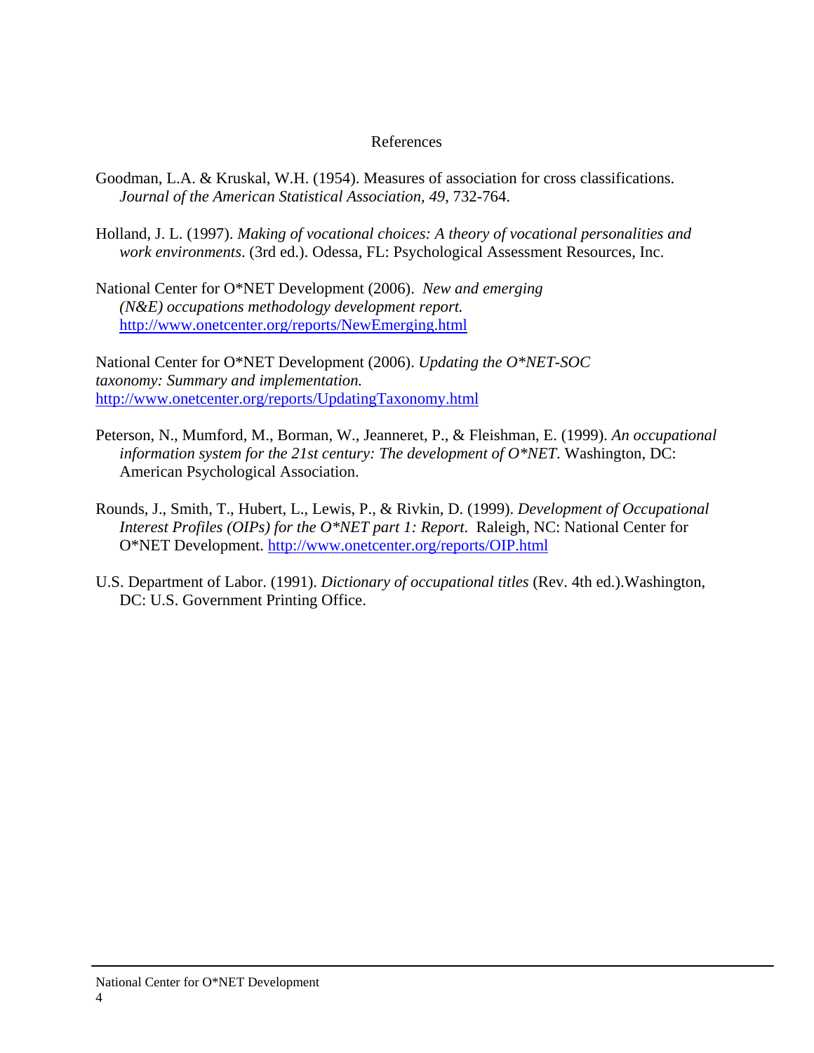# References

Goodman, L.A. & Kruskal, W.H. (1954). Measures of association for cross classifications. *Journal of the American Statistical Association, 49*, 732-764.

Holland, J. L. (1997). *Making of vocational choices: A theory of vocational personalities and work environments*. (3rd ed.). Odessa, FL: Psychological Assessment Resources, Inc.

National Center for O*NET Development (2006). *New and emerging (N&E) occupations methodology development report.* http://www.onetcenter.org/reports/NewEmerging.html

National Center for O*NET Development (2006). *Updating the O*NET-SOC taxonomy: Summary and implementation.* http://www.onetcenter.org/reports/UpdatingTaxonomy.html

Peterson, N., Mumford, M., Borman, W., Jeanneret, P., & Fleishman, E. (1999). *An occupational information system for the 21st century: The development of O*NET*. Washington, DC: American Psychological Association.

Rounds, J., Smith, T., Hubert, L., Lewis, P., & Rivkin, D. (1999). *Development of Occupational Interest Profiles (OIPs) for the O*NET part 1: Report*. Raleigh, NC: National Center for O*NET Development. http://www.onetcenter.org/reports/OIP.html

U.S. Department of Labor. (1991). *Dictionary of occupational titles* (Rev. 4th ed.).Washington, DC: U.S. Government Printing Office.